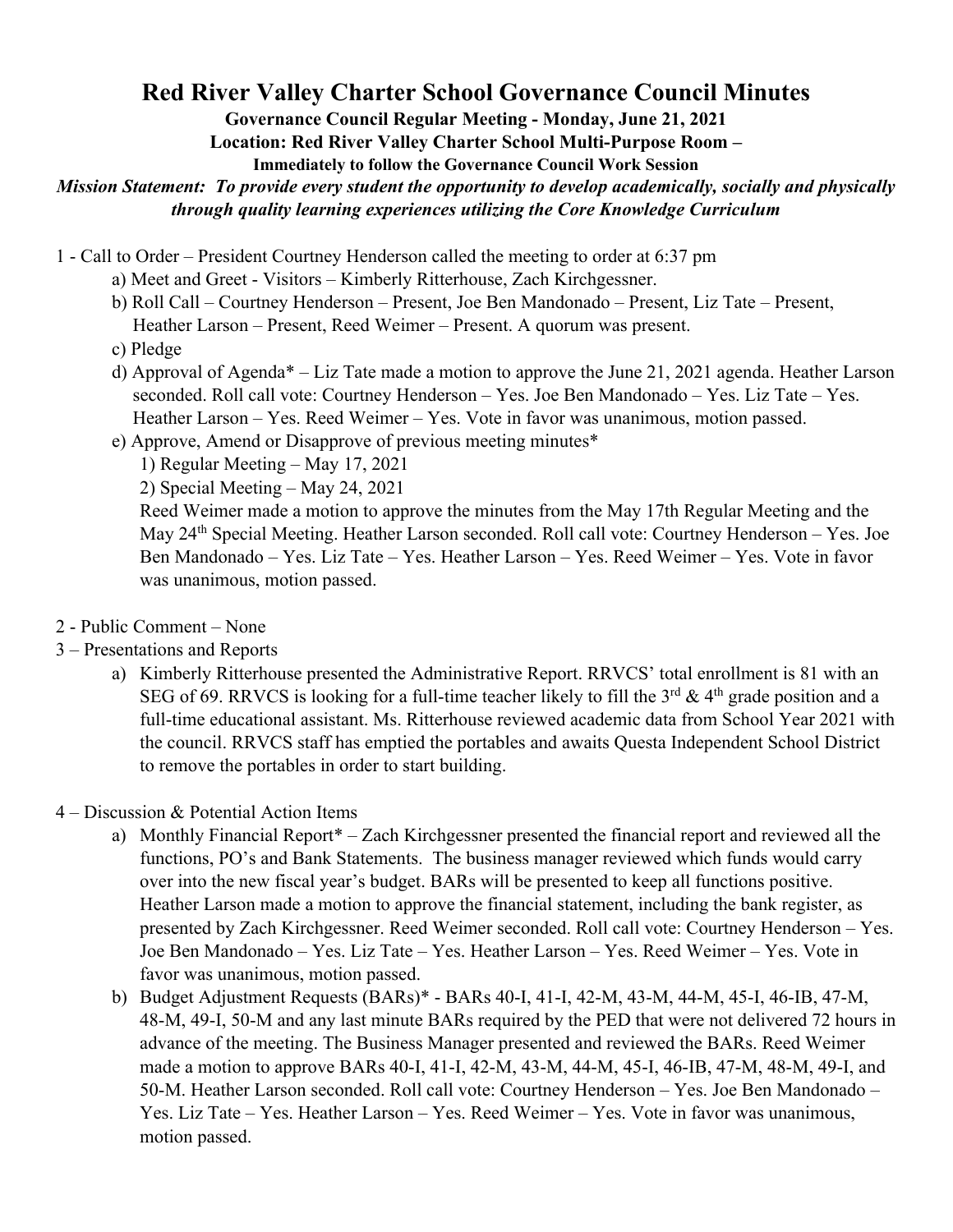# Red River Valley Charter School Governance Council Minutes

**Governance Council Regular Meeting - Monday, June 21, 2021**

**Location: Red River Valley Charter School Multi-Purpose Room –**

**Immediately to follow the Governance Council Work Session**

***Mission Statement: To provide every student the opportunity to develop academically, socially and physically through quality learning experiences utilizing the Core Knowledge Curriculum***

1 - Call to Order – President Courtney Henderson called the meeting to order at 6:37 pm

- a) Meet and Greet - Visitors – Kimberly Ritterhouse, Zach Kirchgessner.
- b) Roll Call – Courtney Henderson – Present, Joe Ben Mandonado – Present, Liz Tate – Present, Heather Larson – Present, Reed Weimer – Present. A quorum was present.
- c) Pledge
- d) Approval of Agenda* – Liz Tate made a motion to approve the June 21, 2021 agenda. Heather Larson seconded. Roll call vote: Courtney Henderson – Yes. Joe Ben Mandonado – Yes. Liz Tate – Yes. Heather Larson – Yes. Reed Weimer – Yes. Vote in favor was unanimous, motion passed.
- e) Approve, Amend or Disapprove of previous meeting minutes*
  - 1) Regular Meeting – May 17, 2021
  - 2) Special Meeting – May 24, 2021

  Reed Weimer made a motion to approve the minutes from the May 17th Regular Meeting and the May 24th Special Meeting. Heather Larson seconded. Roll call vote: Courtney Henderson – Yes. Joe Ben Mandonado – Yes. Liz Tate – Yes. Heather Larson – Yes. Reed Weimer – Yes. Vote in favor was unanimous, motion passed.

2 - Public Comment – None

3 – Presentations and Reports

- a) Kimberly Ritterhouse presented the Administrative Report. RRVCS' total enrollment is 81 with an SEG of 69. RRVCS is looking for a full-time teacher likely to fill the 3rd & 4th grade position and a full-time educational assistant. Ms. Ritterhouse reviewed academic data from School Year 2021 with the council. RRVCS staff has emptied the portables and awaits Questa Independent School District to remove the portables in order to start building.

4 – Discussion & Potential Action Items

- a) Monthly Financial Report* – Zach Kirchgessner presented the financial report and reviewed all the functions, PO's and Bank Statements. The business manager reviewed which funds would carry over into the new fiscal year's budget. BARs will be presented to keep all functions positive. Heather Larson made a motion to approve the financial statement, including the bank register, as presented by Zach Kirchgessner. Reed Weimer seconded. Roll call vote: Courtney Henderson – Yes. Joe Ben Mandonado – Yes. Liz Tate – Yes. Heather Larson – Yes. Reed Weimer – Yes. Vote in favor was unanimous, motion passed.
- b) Budget Adjustment Requests (BARs)* - BARs 40-I, 41-I, 42-M, 43-M, 44-M, 45-I, 46-IB, 47-M, 48-M, 49-I, 50-M and any last minute BARs required by the PED that were not delivered 72 hours in advance of the meeting. The Business Manager presented and reviewed the BARs. Reed Weimer made a motion to approve BARs 40-I, 41-I, 42-M, 43-M, 44-M, 45-I, 46-IB, 47-M, 48-M, 49-I, and 50-M. Heather Larson seconded. Roll call vote: Courtney Henderson – Yes. Joe Ben Mandonado – Yes. Liz Tate – Yes. Heather Larson – Yes. Reed Weimer – Yes. Vote in favor was unanimous, motion passed.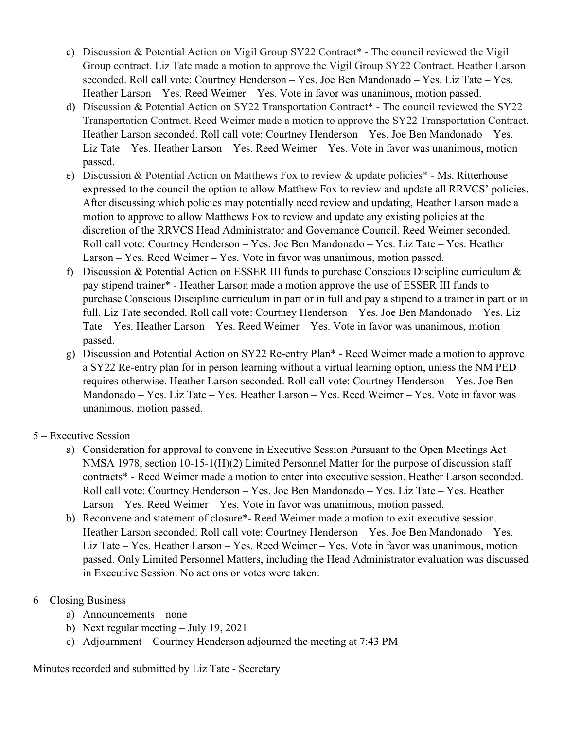c) Discussion & Potential Action on Vigil Group SY22 Contract* - The council reviewed the Vigil Group contract. Liz Tate made a motion to approve the Vigil Group SY22 Contract. Heather Larson seconded. Roll call vote: Courtney Henderson – Yes. Joe Ben Mandonado – Yes. Liz Tate – Yes. Heather Larson – Yes. Reed Weimer – Yes. Vote in favor was unanimous, motion passed.

d) Discussion & Potential Action on SY22 Transportation Contract* - The council reviewed the SY22 Transportation Contract. Reed Weimer made a motion to approve the SY22 Transportation Contract. Heather Larson seconded. Roll call vote: Courtney Henderson – Yes. Joe Ben Mandonado – Yes. Liz Tate – Yes. Heather Larson – Yes. Reed Weimer – Yes. Vote in favor was unanimous, motion passed.

e) Discussion & Potential Action on Matthews Fox to review & update policies* - Ms. Ritterhouse expressed to the council the option to allow Matthew Fox to review and update all RRVCS' policies. After discussing which policies may potentially need review and updating, Heather Larson made a motion to approve to allow Matthews Fox to review and update any existing policies at the discretion of the RRVCS Head Administrator and Governance Council. Reed Weimer seconded. Roll call vote: Courtney Henderson – Yes. Joe Ben Mandonado – Yes. Liz Tate – Yes. Heather Larson – Yes. Reed Weimer – Yes. Vote in favor was unanimous, motion passed.

f) Discussion & Potential Action on ESSER III funds to purchase Conscious Discipline curriculum & pay stipend trainer* - Heather Larson made a motion approve the use of ESSER III funds to purchase Conscious Discipline curriculum in part or in full and pay a stipend to a trainer in part or in full. Liz Tate seconded. Roll call vote: Courtney Henderson – Yes. Joe Ben Mandonado – Yes. Liz Tate – Yes. Heather Larson – Yes. Reed Weimer – Yes. Vote in favor was unanimous, motion passed.

g) Discussion and Potential Action on SY22 Re-entry Plan* - Reed Weimer made a motion to approve a SY22 Re-entry plan for in person learning without a virtual learning option, unless the NM PED requires otherwise. Heather Larson seconded. Roll call vote: Courtney Henderson – Yes. Joe Ben Mandonado – Yes. Liz Tate – Yes. Heather Larson – Yes. Reed Weimer – Yes. Vote in favor was unanimous, motion passed.

5 – Executive Session

a) Consideration for approval to convene in Executive Session Pursuant to the Open Meetings Act NMSA 1978, section 10-15-1(H)(2) Limited Personnel Matter for the purpose of discussion staff contracts* - Reed Weimer made a motion to enter into executive session. Heather Larson seconded. Roll call vote: Courtney Henderson – Yes. Joe Ben Mandonado – Yes. Liz Tate – Yes. Heather Larson – Yes. Reed Weimer – Yes. Vote in favor was unanimous, motion passed.

b) Reconvene and statement of closure*- Reed Weimer made a motion to exit executive session. Heather Larson seconded. Roll call vote: Courtney Henderson – Yes. Joe Ben Mandonado – Yes. Liz Tate – Yes. Heather Larson – Yes. Reed Weimer – Yes. Vote in favor was unanimous, motion passed. Only Limited Personnel Matters, including the Head Administrator evaluation was discussed in Executive Session. No actions or votes were taken.

6 – Closing Business

a) Announcements – none
b) Next regular meeting – July 19, 2021
c) Adjournment – Courtney Henderson adjourned the meeting at 7:43 PM

Minutes recorded and submitted by Liz Tate - Secretary